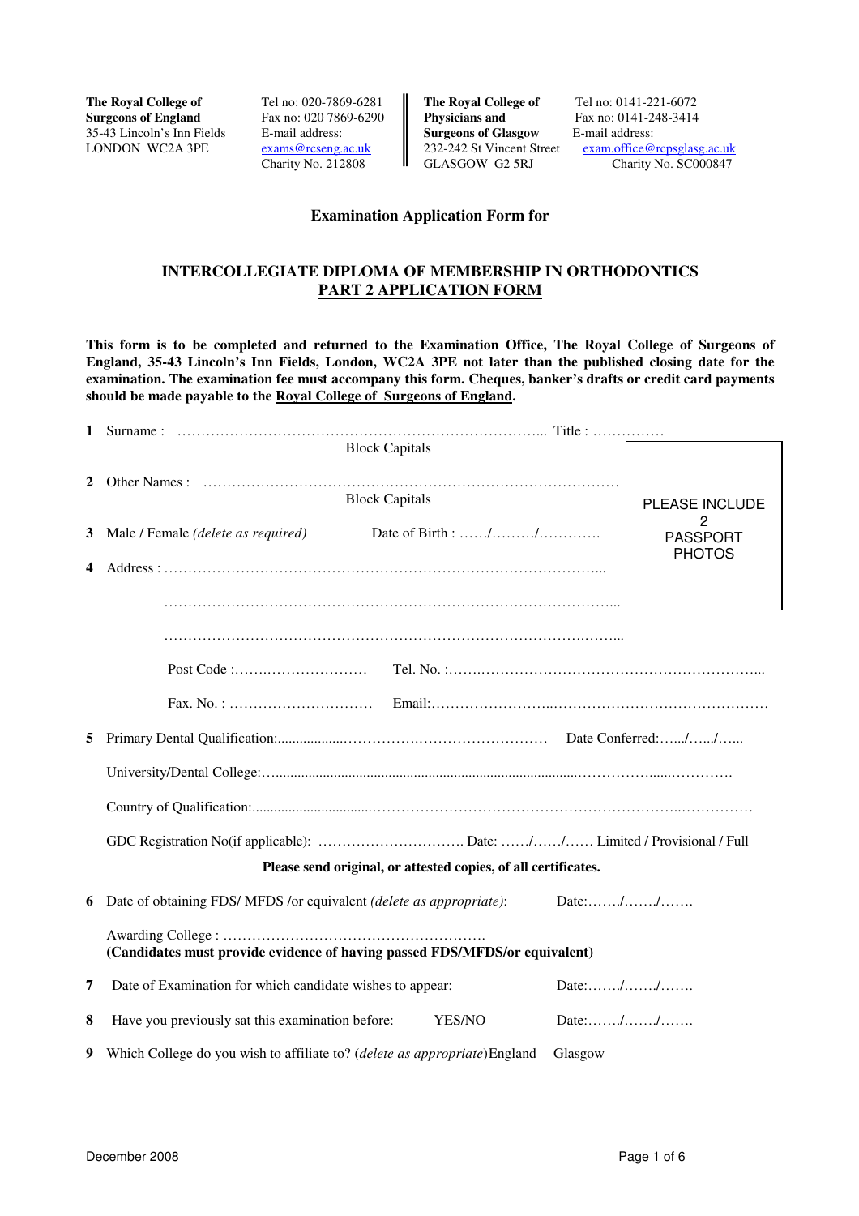**The Royal College of Surgeons of England**
35-43 Lincoln's Inn Fields
LONDON WC2A 3PE

Tel no: 020-7869-6281
Fax no: 020 7869-6290
E-mail address:
exams@rcseng.ac.uk
Charity No. 212808

**The Royal College of Physicians and Surgeons of Glasgow**
232-242 St Vincent Street
GLASGOW G2 5RJ

Tel no: 0141-221-6072
Fax no: 0141-248-3414
E-mail address:
exam.office@rcpsglasg.ac.uk
Charity No. SC000847

## Examination Application Form for

## INTERCOLLEGIATE DIPLOMA OF MEMBERSHIP IN ORTHODONTICS
## PART 2 APPLICATION FORM

**This form is to be completed and returned to the Examination Office, The Royal College of Surgeons of England, 35-43 Lincoln's Inn Fields, London, WC2A 3PE not later than the published closing date for the examination. The examination fee must accompany this form. Cheques, banker's drafts or credit card payments should be made payable to the Royal College of Surgeons of England.**

PLEASE INCLUDE 2 PASSPORT PHOTOS

**1** Surname : ……………………………………………………………………... Title : ……………
Block Capitals

**2** Other Names : …………………………………………………………………………
Block Capitals

**3** Male / Female *(delete as required)* Date of Birth : ……/………/………….

**4** Address : ………………………………………………………………………………...

………………………………………………………………………………...

………………………………………………………………………………...

Post Code :……………………… Tel. No. :……………………………………………………...

Fax. No. : ………………………… Email:………………………………………………………

**5** Primary Dental Qualification:……………………………………………… Date Conferred:…../…../…..

University/Dental College:………………………………………………………………………….

Country of Qualification:……………………………………………………………………………

GDC Registration No(if applicable): …………………………. Date: ……/……/…… Limited / Provisional / Full

**Please send original, or attested copies, of all certificates.**

**6** Date of obtaining FDS/ MFDS /or equivalent *(delete as appropriate)*: Date:……./……./…….

Awarding College : ……………………………………………….
**(Candidates must provide evidence of having passed FDS/MFDS/or equivalent)**

**7** Date of Examination for which candidate wishes to appear: Date:……./……./…….

**8** Have you previously sat this examination before: YES/NO Date:……./……./…….

**9** Which College do you wish to affiliate to? *(delete as appropriate)* England Glasgow

December 2008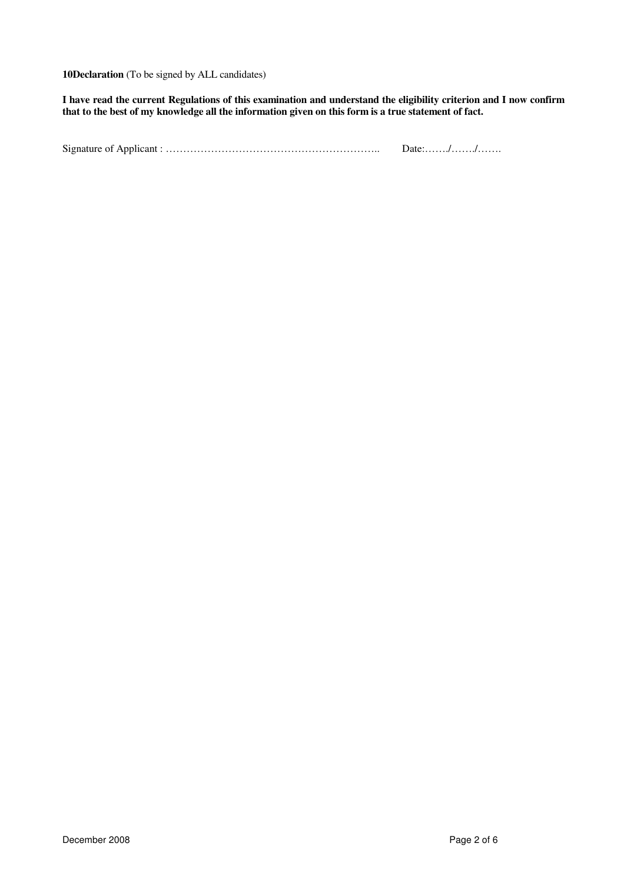**10Declaration** (To be signed by ALL candidates)

**I have read the current Regulations of this examination and understand the eligibility criterion and I now confirm that to the best of my knowledge all the information given on this form is a true statement of fact.**

Signature of Applicant : ……………………………………………………….. Date:……./……./…….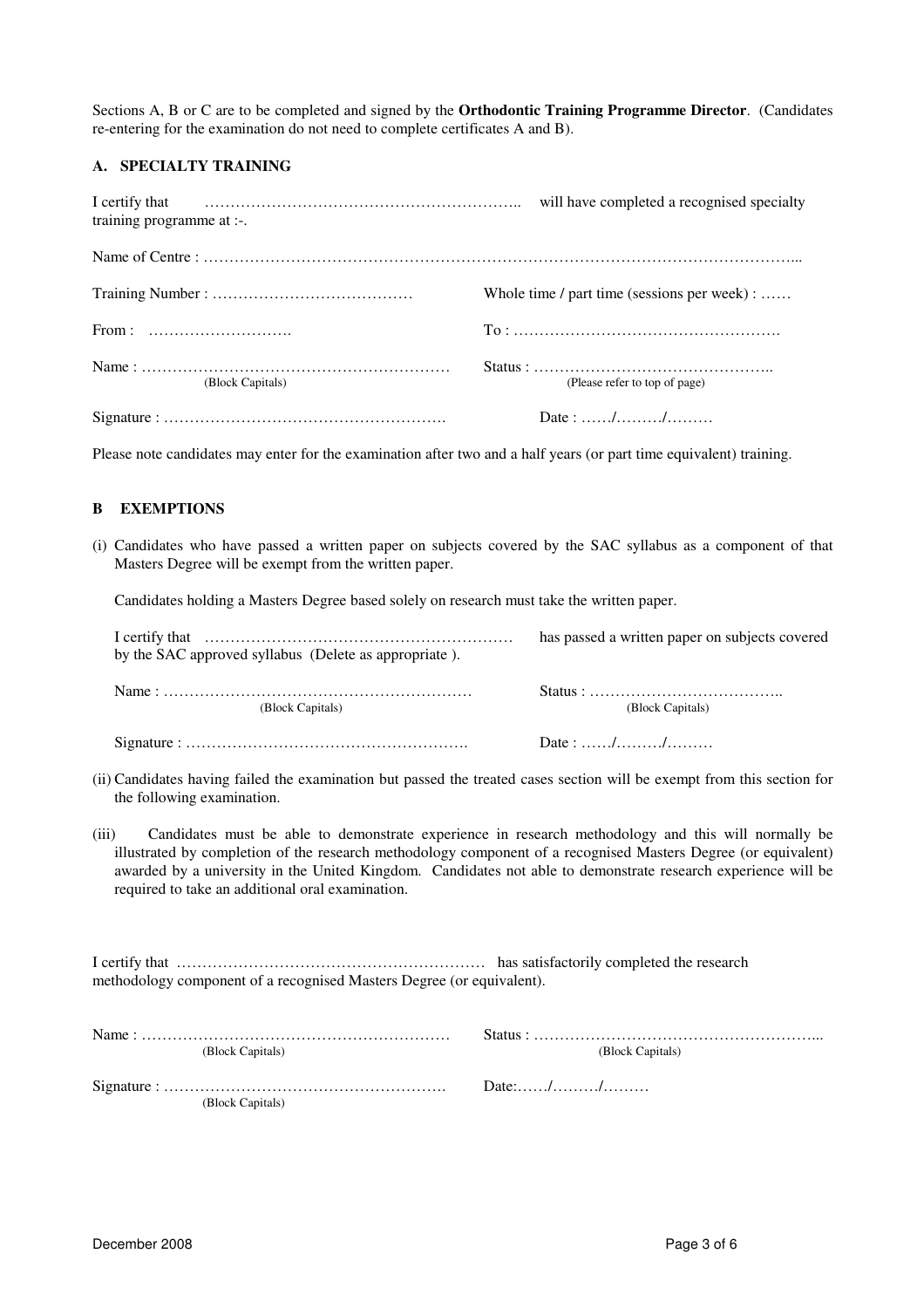Sections A, B or C are to be completed and signed by the **Orthodontic Training Programme Director**. (Candidates re-entering for the examination do not need to complete certificates A and B).

### A. SPECIALTY TRAINING

I certify that ………………………………………………….. will have completed a recognised specialty training programme at :-.

Name of Centre : ……………………………………………………………………………………………...

Training Number : ………………………………… Whole time / part time (sessions per week) : ……

From : ………………………. To : …………………………………………….

Name : …………………………………………………… Status : ………………………………………..
(Block Capitals) (Please refer to top of page)

Signature : ………………………………………………. Date : ……/………/………

Please note candidates may enter for the examination after two and a half years (or part time equivalent) training.

### B EXEMPTIONS

(i) Candidates who have passed a written paper on subjects covered by the SAC syllabus as a component of that Masters Degree will be exempt from the written paper.

Candidates holding a Masters Degree based solely on research must take the written paper.

I certify that …………………………………………………… has passed a written paper on subjects covered by the SAC approved syllabus (Delete as appropriate ).

Name : …………………………………………………… Status : ……………………………….
(Block Capitals) (Block Capitals)

Signature : ………………………………………………. Date : ……/………/………

(ii) Candidates having failed the examination but passed the treated cases section will be exempt from this section for the following examination.

(iii) Candidates must be able to demonstrate experience in research methodology and this will normally be illustrated by completion of the research methodology component of a recognised Masters Degree (or equivalent) awarded by a university in the United Kingdom. Candidates not able to demonstrate research experience will be required to take an additional oral examination.

I certify that …………………………………………………… has satisfactorily completed the research methodology component of a recognised Masters Degree (or equivalent).

Name : …………………………………………………… Status : ………………………………………………...
(Block Capitals) (Block Capitals)

Signature : ………………………………………………. Date:……/………/………
(Block Capitals)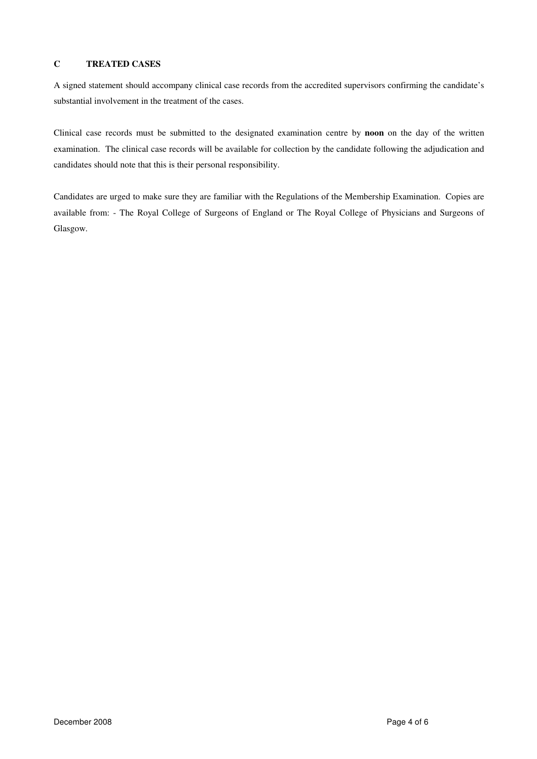## C TREATED CASES

A signed statement should accompany clinical case records from the accredited supervisors confirming the candidate's substantial involvement in the treatment of the cases.

Clinical case records must be submitted to the designated examination centre by **noon** on the day of the written examination. The clinical case records will be available for collection by the candidate following the adjudication and candidates should note that this is their personal responsibility.

Candidates are urged to make sure they are familiar with the Regulations of the Membership Examination. Copies are available from: - The Royal College of Surgeons of England or The Royal College of Physicians and Surgeons of Glasgow.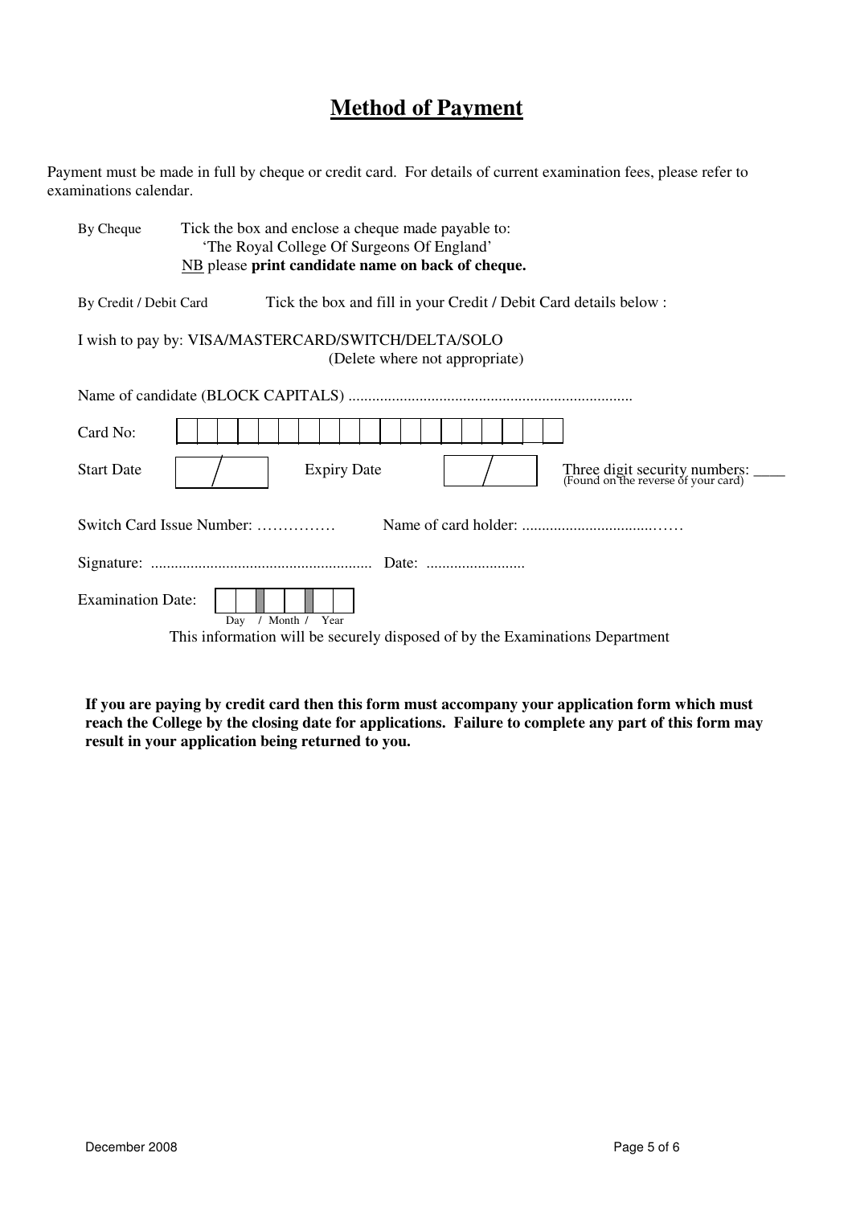# **Method of Payment**

Payment must be made in full by cheque or credit card. For details of current examination fees, please refer to examinations calendar.

By Cheque — Tick the box and enclose a cheque made payable to:
'The Royal College Of Surgeons Of England'
NB please **print candidate name on back of cheque.**

By Credit / Debit Card — Tick the box and fill in your Credit / Debit Card details below :

I wish to pay by: VISA/MASTERCARD/SWITCH/DELTA/SOLO
(Delete where not appropriate)

Name of candidate (BLOCK CAPITALS) .......................................................................

Card No: | | | | | | | | | | | | | | | | | | | |

Start Date ___ / ___ Expiry Date ___ / ___ Three digit security numbers: ____
(Found on the reverse of your card)

Switch Card Issue Number: …………… Name of card holder: ..................................……

Signature: ........................................................ Date: .........................

Examination Date: __ __ / __ __ / __ __
Day / Month / Year

This information will be securely disposed of by the Examinations Department

**If you are paying by credit card then this form must accompany your application form which must reach the College by the closing date for applications. Failure to complete any part of this form may result in your application being returned to you.**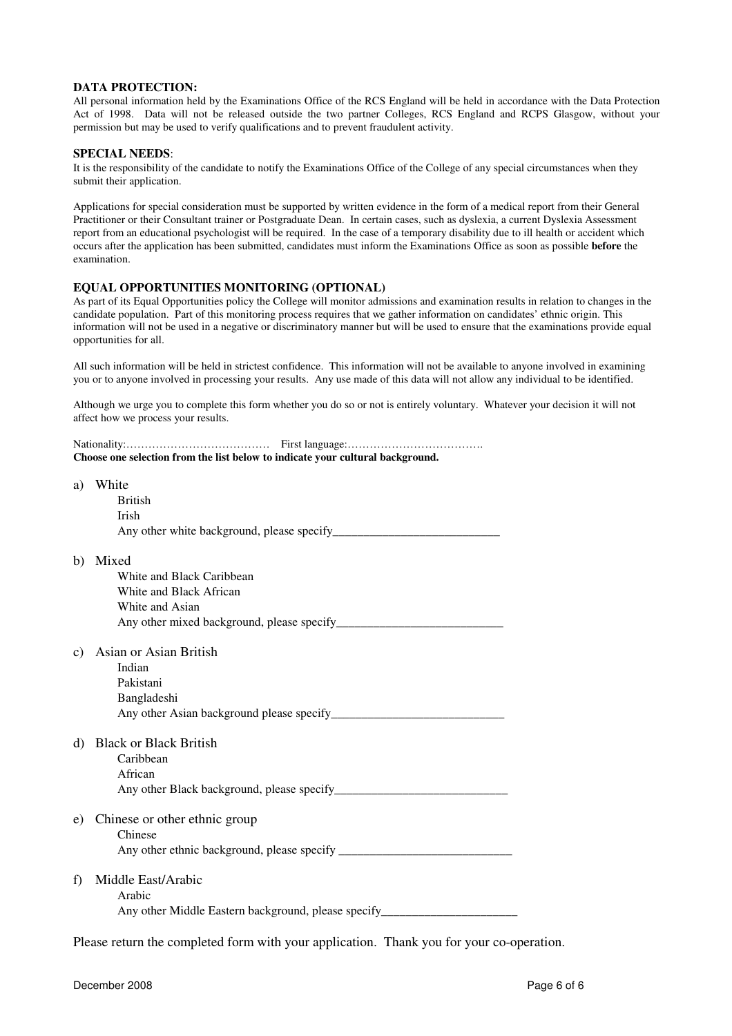**DATA PROTECTION:**
All personal information held by the Examinations Office of the RCS England will be held in accordance with the Data Protection Act of 1998. Data will not be released outside the two partner Colleges, RCS England and RCPS Glasgow, without your permission but may be used to verify qualifications and to prevent fraudulent activity.

**SPECIAL NEEDS**:
It is the responsibility of the candidate to notify the Examinations Office of the College of any special circumstances when they submit their application.

Applications for special consideration must be supported by written evidence in the form of a medical report from their General Practitioner or their Consultant trainer or Postgraduate Dean. In certain cases, such as dyslexia, a current Dyslexia Assessment report from an educational psychologist will be required. In the case of a temporary disability due to ill health or accident which occurs after the application has been submitted, candidates must inform the Examinations Office as soon as possible **before** the examination.

**EQUAL OPPORTUNITIES MONITORING (OPTIONAL)**
As part of its Equal Opportunities policy the College will monitor admissions and examination results in relation to changes in the candidate population. Part of this monitoring process requires that we gather information on candidates' ethnic origin. This information will not be used in a negative or discriminatory manner but will be used to ensure that the examinations provide equal opportunities for all.

All such information will be held in strictest confidence. This information will not be available to anyone involved in examining you or to anyone involved in processing your results. Any use made of this data will not allow any individual to be identified.

Although we urge you to complete this form whether you do so or not is entirely voluntary. Whatever your decision it will not affect how we process your results.

Nationality:………………………………… First language:……………………………….

**Choose one selection from the list below to indicate your cultural background.**

a) White
   - British
   - Irish
   - Any other white background, please specify___________________________

b) Mixed
   - White and Black Caribbean
   - White and Black African
   - White and Asian
   - Any other mixed background, please specify___________________________

c) Asian or Asian British
   - Indian
   - Pakistani
   - Bangladeshi
   - Any other Asian background please specify____________________________

d) Black or Black British
   - Caribbean
   - African
   - Any other Black background, please specify____________________________

e) Chinese or other ethnic group
   - Chinese
   - Any other ethnic background, please specify ____________________________

f) Middle East/Arabic
   - Arabic
   - Any other Middle Eastern background, please specify______________________

Please return the completed form with your application. Thank you for your co-operation.

December 2008